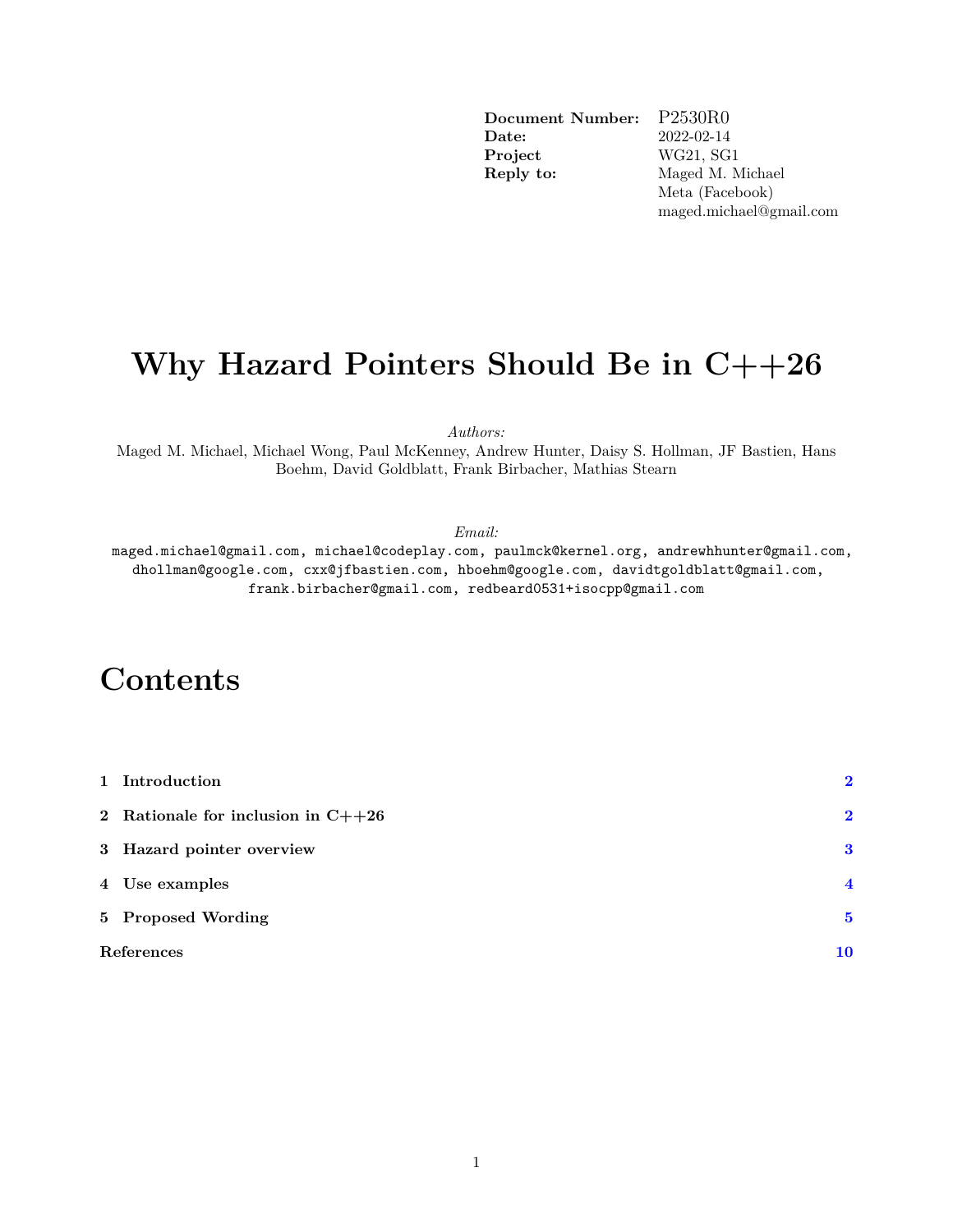| | |
|---|---|
| **Document Number:** | P2530R0 |
| **Date:** | 2022-02-14 |
| **Project** | WG21, SG1 |
| **Reply to:** | Maged M. Michael<br>Meta (Facebook)<br>maged.michael@gmail.com |

# Why Hazard Pointers Should Be in C++26

*Authors:*
Maged M. Michael, Michael Wong, Paul McKenney, Andrew Hunter, Daisy S. Hollman, JF Bastien, Hans Boehm, David Goldblatt, Frank Birbacher, Mathias Stearn

*Email:*
maged.michael@gmail.com, michael@codeplay.com, paulmck@kernel.org, andrewhhunter@gmail.com, dhollman@google.com, cxx@jfbastien.com, hboehm@google.com, davidtgoldblatt@gmail.com, frank.birbacher@gmail.com, redbeard0531+isocpp@gmail.com

# Contents

| | |
|---|---|
| **1 Introduction** | 2 |
| **2 Rationale for inclusion in C++26** | 2 |
| **3 Hazard pointer overview** | 3 |
| **4 Use examples** | 4 |
| **5 Proposed Wording** | 5 |
| **References** | 10 |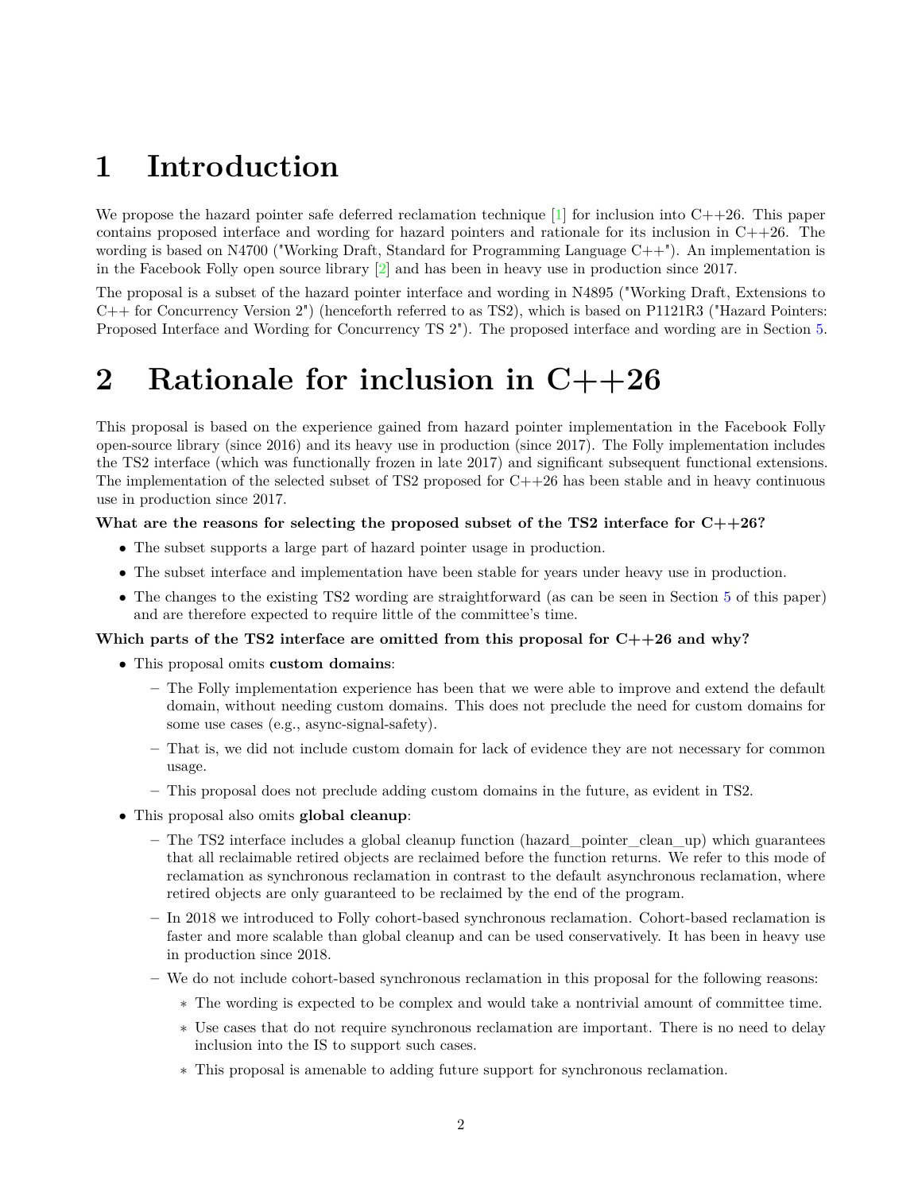# 1 Introduction

We propose the hazard pointer safe deferred reclamation technique [1] for inclusion into C++26. This paper contains proposed interface and wording for hazard pointers and rationale for its inclusion in C++26. The wording is based on N4700 ("Working Draft, Standard for Programming Language C++"). An implementation is in the Facebook Folly open source library [2] and has been in heavy use in production since 2017.

The proposal is a subset of the hazard pointer interface and wording in N4895 ("Working Draft, Extensions to C++ for Concurrency Version 2") (henceforth referred to as TS2), which is based on P1121R3 ("Hazard Pointers: Proposed Interface and Wording for Concurrency TS 2"). The proposed interface and wording are in Section 5.

# 2 Rationale for inclusion in C++26

This proposal is based on the experience gained from hazard pointer implementation in the Facebook Folly open-source library (since 2016) and its heavy use in production (since 2017). The Folly implementation includes the TS2 interface (which was functionally frozen in late 2017) and significant subsequent functional extensions. The implementation of the selected subset of TS2 proposed for C++26 has been stable and in heavy continuous use in production since 2017.

**What are the reasons for selecting the proposed subset of the TS2 interface for C++26?**

- The subset supports a large part of hazard pointer usage in production.
- The subset interface and implementation have been stable for years under heavy use in production.
- The changes to the existing TS2 wording are straightforward (as can be seen in Section 5 of this paper) and are therefore expected to require little of the committee's time.

**Which parts of the TS2 interface are omitted from this proposal for C++26 and why?**

- This proposal omits **custom domains**:
  - The Folly implementation experience has been that we were able to improve and extend the default domain, without needing custom domains. This does not preclude the need for custom domains for some use cases (e.g., async-signal-safety).
  - That is, we did not include custom domain for lack of evidence they are not necessary for common usage.
  - This proposal does not preclude adding custom domains in the future, as evident in TS2.
- This proposal also omits **global cleanup**:
  - The TS2 interface includes a global cleanup function (hazard_pointer_clean_up) which guarantees that all reclaimable retired objects are reclaimed before the function returns. We refer to this mode of reclamation as synchronous reclamation in contrast to the default asynchronous reclamation, where retired objects are only guaranteed to be reclaimed by the end of the program.
  - In 2018 we introduced to Folly cohort-based synchronous reclamation. Cohort-based reclamation is faster and more scalable than global cleanup and can be used conservatively. It has been in heavy use in production since 2018.
  - We do not include cohort-based synchronous reclamation in this proposal for the following reasons:
    - The wording is expected to be complex and would take a nontrivial amount of committee time.
    - Use cases that do not require synchronous reclamation are important. There is no need to delay inclusion into the IS to support such cases.
    - This proposal is amenable to adding future support for synchronous reclamation.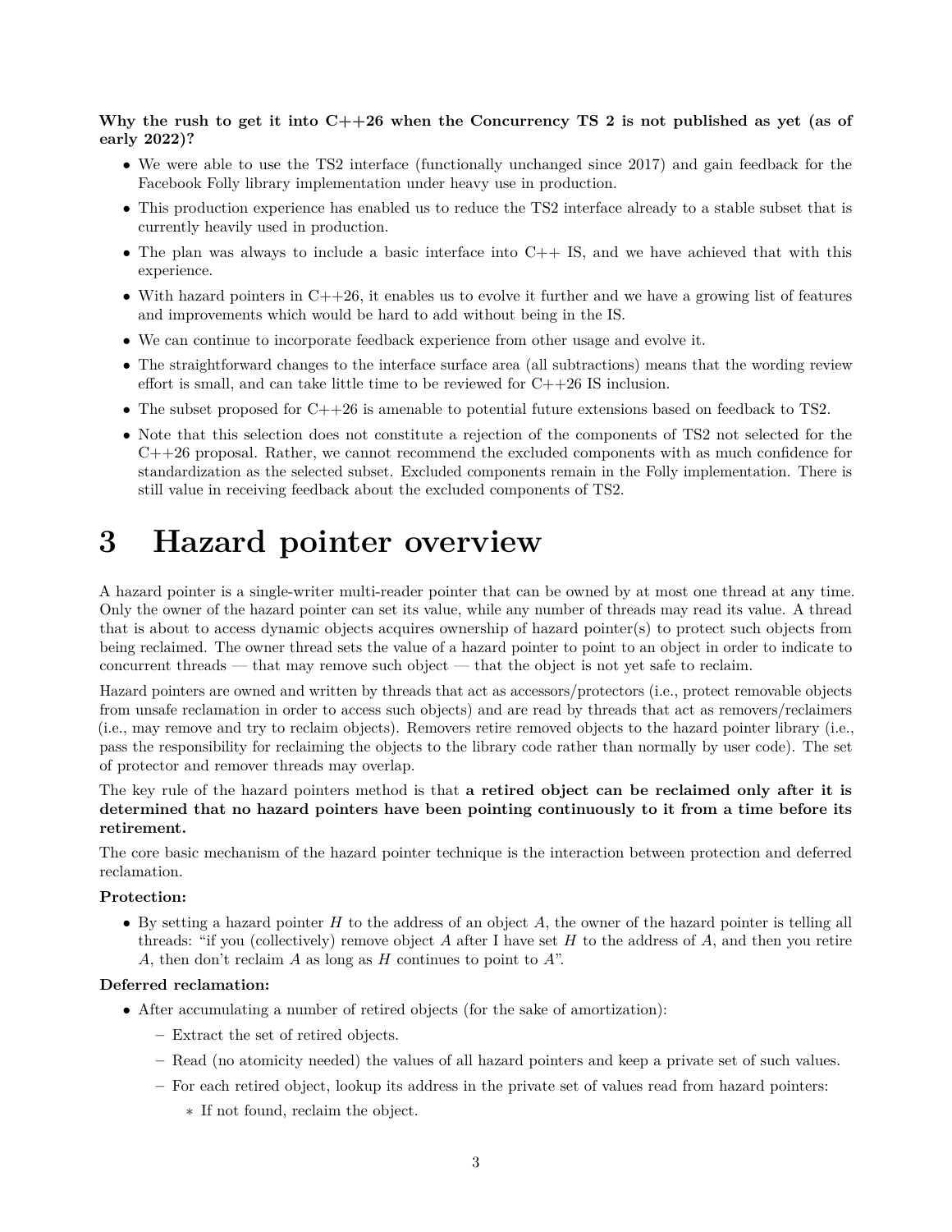**Why the rush to get it into C++26 when the Concurrency TS 2 is not published as yet (as of early 2022)?**

- We were able to use the TS2 interface (functionally unchanged since 2017) and gain feedback for the Facebook Folly library implementation under heavy use in production.
- This production experience has enabled us to reduce the TS2 interface already to a stable subset that is currently heavily used in production.
- The plan was always to include a basic interface into C++ IS, and we have achieved that with this experience.
- With hazard pointers in C++26, it enables us to evolve it further and we have a growing list of features and improvements which would be hard to add without being in the IS.
- We can continue to incorporate feedback experience from other usage and evolve it.
- The straightforward changes to the interface surface area (all subtractions) means that the wording review effort is small, and can take little time to be reviewed for C++26 IS inclusion.
- The subset proposed for C++26 is amenable to potential future extensions based on feedback to TS2.
- Note that this selection does not constitute a rejection of the components of TS2 not selected for the C++26 proposal. Rather, we cannot recommend the excluded components with as much confidence for standardization as the selected subset. Excluded components remain in the Folly implementation. There is still value in receiving feedback about the excluded components of TS2.

# 3 Hazard pointer overview

A hazard pointer is a single-writer multi-reader pointer that can be owned by at most one thread at any time. Only the owner of the hazard pointer can set its value, while any number of threads may read its value. A thread that is about to access dynamic objects acquires ownership of hazard pointer(s) to protect such objects from being reclaimed. The owner thread sets the value of a hazard pointer to point to an object in order to indicate to concurrent threads — that may remove such object — that the object is not yet safe to reclaim.

Hazard pointers are owned and written by threads that act as accessors/protectors (i.e., protect removable objects from unsafe reclamation in order to access such objects) and are read by threads that act as removers/reclaimers (i.e., may remove and try to reclaim objects). Removers retire removed objects to the hazard pointer library (i.e., pass the responsibility for reclaiming the objects to the library code rather than normally by user code). The set of protector and remover threads may overlap.

The key rule of the hazard pointers method is that **a retired object can be reclaimed only after it is determined that no hazard pointers have been pointing continuously to it from a time before its retirement.**

The core basic mechanism of the hazard pointer technique is the interaction between protection and deferred reclamation.

**Protection:**

- By setting a hazard pointer $H$ to the address of an object $A$, the owner of the hazard pointer is telling all threads: "if you (collectively) remove object $A$ after I have set $H$ to the address of $A$, and then you retire $A$, then don't reclaim $A$ as long as $H$ continues to point to $A$".

**Deferred reclamation:**

- After accumulating a number of retired objects (for the sake of amortization):
  - Extract the set of retired objects.
  - Read (no atomicity needed) the values of all hazard pointers and keep a private set of such values.
  - For each retired object, lookup its address in the private set of values read from hazard pointers:
    - If not found, reclaim the object.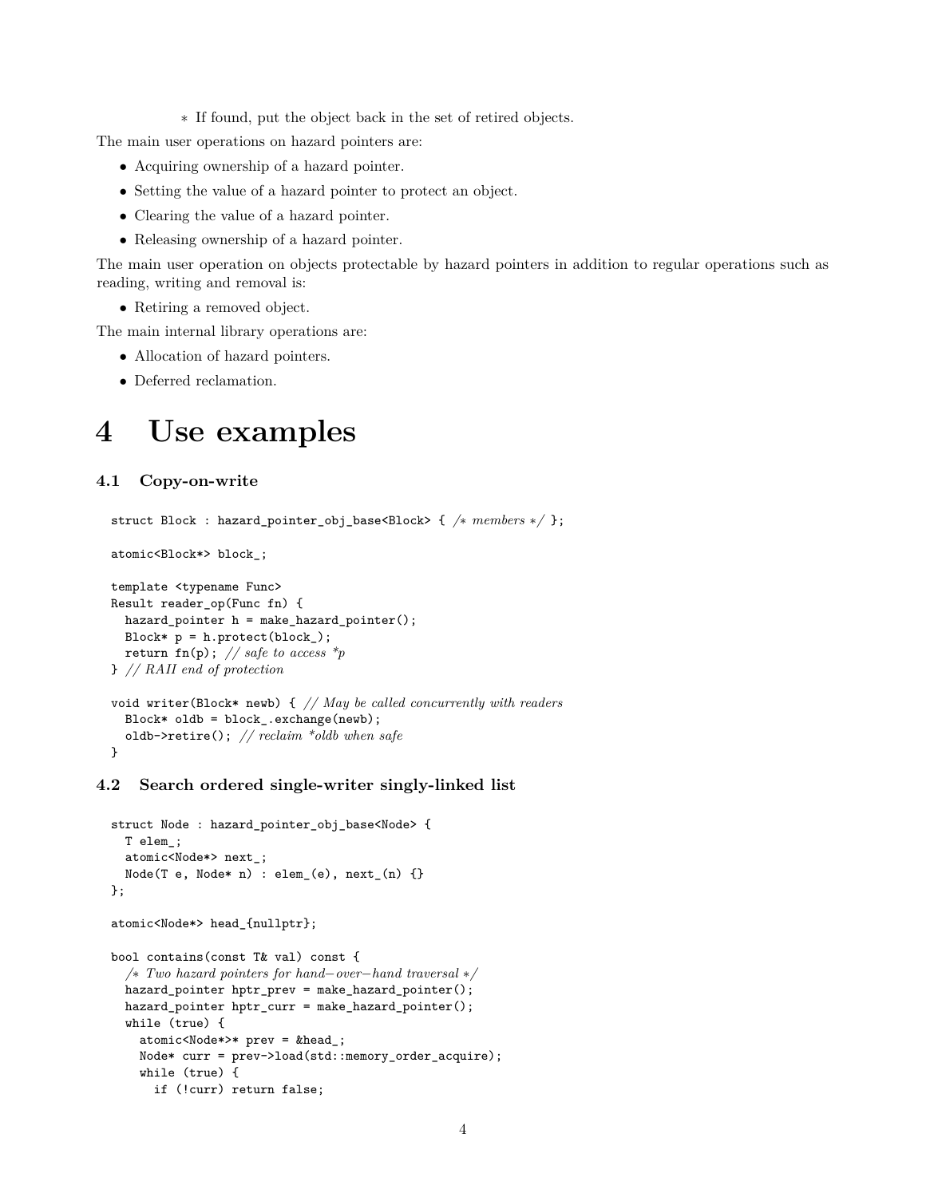* If found, put the object back in the set of retired objects.

The main user operations on hazard pointers are:

- Acquiring ownership of a hazard pointer.
- Setting the value of a hazard pointer to protect an object.
- Clearing the value of a hazard pointer.
- Releasing ownership of a hazard pointer.

The main user operation on objects protectable by hazard pointers in addition to regular operations such as reading, writing and removal is:

- Retiring a removed object.

The main internal library operations are:

- Allocation of hazard pointers.
- Deferred reclamation.

# 4 Use examples

### 4.1 Copy-on-write

```
struct Block : hazard_pointer_obj_base<Block> { /* members */ };

atomic<Block*> block_;

template <typename Func>
Result reader_op(Func fn) {
  hazard_pointer h = make_hazard_pointer();
  Block* p = h.protect(block_);
  return fn(p); // safe to access *p
} // RAII end of protection

void writer(Block* newb) { // May be called concurrently with readers
  Block* oldb = block_.exchange(newb);
  oldb->retire(); // reclaim *oldb when safe
}
```

### 4.2 Search ordered single-writer singly-linked list

```
struct Node : hazard_pointer_obj_base<Node> {
  T elem_;
  atomic<Node*> next_;
  Node(T e, Node* n) : elem_(e), next_(n) {}
};

atomic<Node*> head_{nullptr};

bool contains(const T& val) const {
  /* Two hazard pointers for hand-over-hand traversal */
  hazard_pointer hptr_prev = make_hazard_pointer();
  hazard_pointer hptr_curr = make_hazard_pointer();
  while (true) {
    atomic<Node*>* prev = &head_;
    Node* curr = prev->load(std::memory_order_acquire);
    while (true) {
      if (!curr) return false;
```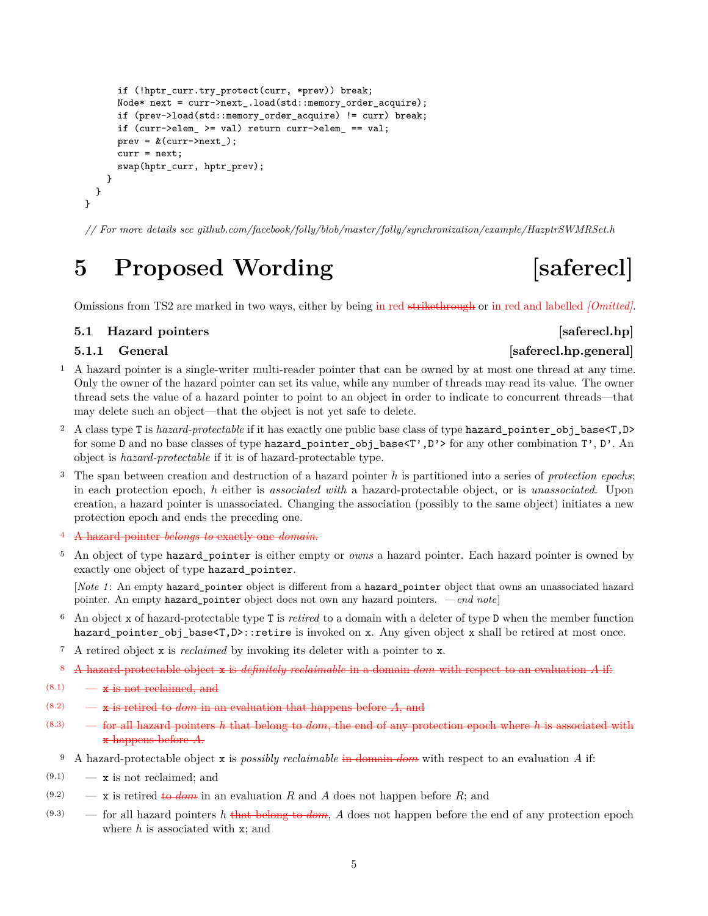```
      if (!hptr_curr.try_protect(curr, *prev)) break;
      Node* next = curr->next_.load(std::memory_order_acquire);
      if (prev->load(std::memory_order_acquire) != curr) break;
      if (curr->elem_ >= val) return curr->elem_ == val;
      prev = &(curr->next_);
      curr = next;
      swap(hptr_curr, hptr_prev);
    }
  }
}
```

*// For more details see github.com/facebook/folly/blob/master/folly/synchronization/example/HazptrSWMRSet.h*

# 5 Proposed Wording [saferecl]

Omissions from TS2 are marked in two ways, either by being in red ~~strikethrough~~ or in red and labelled *[Omitted]*.

## 5.1 Hazard pointers [saferecl.hp]

### 5.1.1 General [saferecl.hp.general]

1 A hazard pointer is a single-writer multi-reader pointer that can be owned by at most one thread at any time. Only the owner of the hazard pointer can set its value, while any number of threads may read its value. The owner thread sets the value of a hazard pointer to point to an object in order to indicate to concurrent threads—that may delete such an object—that the object is not yet safe to delete.

2 A class type `T` is *hazard-protectable* if it has exactly one public base class of type `hazard_pointer_obj_base<T,D>` for some `D` and no base classes of type `hazard_pointer_obj_base<T',D'>` for any other combination `T'`, `D'`. An object is *hazard-protectable* if it is of hazard-protectable type.

3 The span between creation and destruction of a hazard pointer *h* is partitioned into a series of *protection epochs*; in each protection epoch, *h* either is *associated with* a hazard-protectable object, or is *unassociated*. Upon creation, a hazard pointer is unassociated. Changing the association (possibly to the same object) initiates a new protection epoch and ends the preceding one.

4 ~~A hazard pointer *belongs to* exactly one *domain*.~~

5 An object of type `hazard_pointer` is either empty or *owns* a hazard pointer. Each hazard pointer is owned by exactly one object of type `hazard_pointer`.

[*Note 1*: An empty `hazard_pointer` object is different from a `hazard_pointer` object that owns an unassociated hazard pointer. An empty `hazard_pointer` object does not own any hazard pointers. *— end note*]

6 An object `x` of hazard-protectable type `T` is *retired* to a domain with a deleter of type `D` when the member function `hazard_pointer_obj_base<T,D>::retire` is invoked on `x`. Any given object `x` shall be retired at most once.

7 A retired object `x` is *reclaimed* by invoking its deleter with a pointer to `x`.

8 ~~A hazard-protectable object `x` is *definitely reclaimable* in a domain *dom* with respect to an evaluation *A* if:~~

(8.1) — ~~`x` is not reclaimed, and~~

(8.2) — ~~`x` is retired to *dom* in an evaluation that happens before *A*, and~~

(8.3) — ~~for all hazard pointers *h* that belong to *dom*, the end of any protection epoch where *h* is associated with `x` happens before *A*.~~

9 A hazard-protectable object `x` is *possibly reclaimable* ~~in domain *dom*~~ with respect to an evaluation *A* if:

(9.1) — `x` is not reclaimed; and

(9.2) — `x` is retired ~~to *dom*~~ in an evaluation *R* and *A* does not happen before *R*; and

(9.3) — for all hazard pointers *h* ~~that belong to *dom*~~, *A* does not happen before the end of any protection epoch where *h* is associated with `x`; and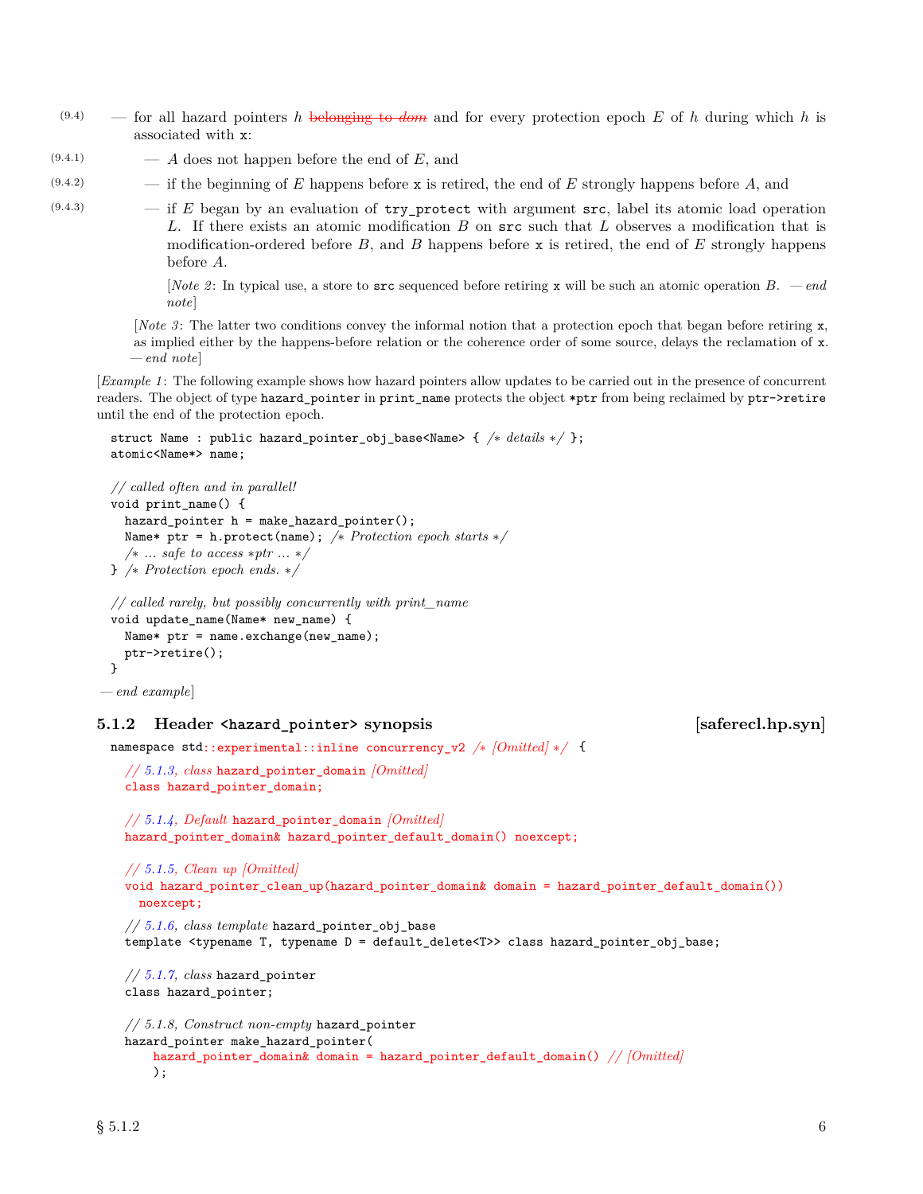(9.4) — for all hazard pointers *h* ~~belonging to *dom*~~ and for every protection epoch *E* of *h* during which *h* is associated with `x`:

(9.4.1) — *A* does not happen before the end of *E*, and

(9.4.2) — if the beginning of *E* happens before `x` is retired, the end of *E* strongly happens before *A*, and

(9.4.3) — if *E* began by an evaluation of `try_protect` with argument `src`, label its atomic load operation *L*. If there exists an atomic modification *B* on `src` such that *L* observes a modification that is modification-ordered before *B*, and *B* happens before `x` is retired, the end of *E* strongly happens before *A*.

[*Note 2*: In typical use, a store to `src` sequenced before retiring `x` will be such an atomic operation *B*. — *end note*]

[*Note 3*: The latter two conditions convey the informal notion that a protection epoch that began before retiring `x`, as implied either by the happens-before relation or the coherence order of some source, delays the reclamation of `x`. — *end note*]

[*Example 1*: The following example shows how hazard pointers allow updates to be carried out in the presence of concurrent readers. The object of type `hazard_pointer` in `print_name` protects the object `*ptr` from being reclaimed by `ptr->retire` until the end of the protection epoch.

```
struct Name : public hazard_pointer_obj_base<Name> { /* details */ };
atomic<Name*> name;

// called often and in parallel!
void print_name() {
  hazard_pointer h = make_hazard_pointer();
  Name* ptr = h.protect(name); /* Protection epoch starts */
  /* ... safe to access *ptr ... */
} /* Protection epoch ends. */

// called rarely, but possibly concurrently with print_name
void update_name(Name* new_name) {
  Name* ptr = name.exchange(new_name);
  ptr->retire();
}
```

— *end example*]

### 5.1.2 Header `<hazard_pointer>` synopsis [saferecl.hp.syn]

```
namespace std::experimental::inline concurrency_v2 /* [Omitted] */ {
  // 5.1.3, class hazard_pointer_domain [Omitted]
  class hazard_pointer_domain;

  // 5.1.4, Default hazard_pointer_domain [Omitted]
  hazard_pointer_domain& hazard_pointer_default_domain() noexcept;

  // 5.1.5, Clean up [Omitted]
  void hazard_pointer_clean_up(hazard_pointer_domain& domain = hazard_pointer_default_domain())
    noexcept;

  // 5.1.6, class template hazard_pointer_obj_base
  template <typename T, typename D = default_delete<T>> class hazard_pointer_obj_base;

  // 5.1.7, class hazard_pointer
  class hazard_pointer;

  // 5.1.8, Construct non-empty hazard_pointer
  hazard_pointer make_hazard_pointer(
      hazard_pointer_domain& domain = hazard_pointer_default_domain() // [Omitted]
      );
```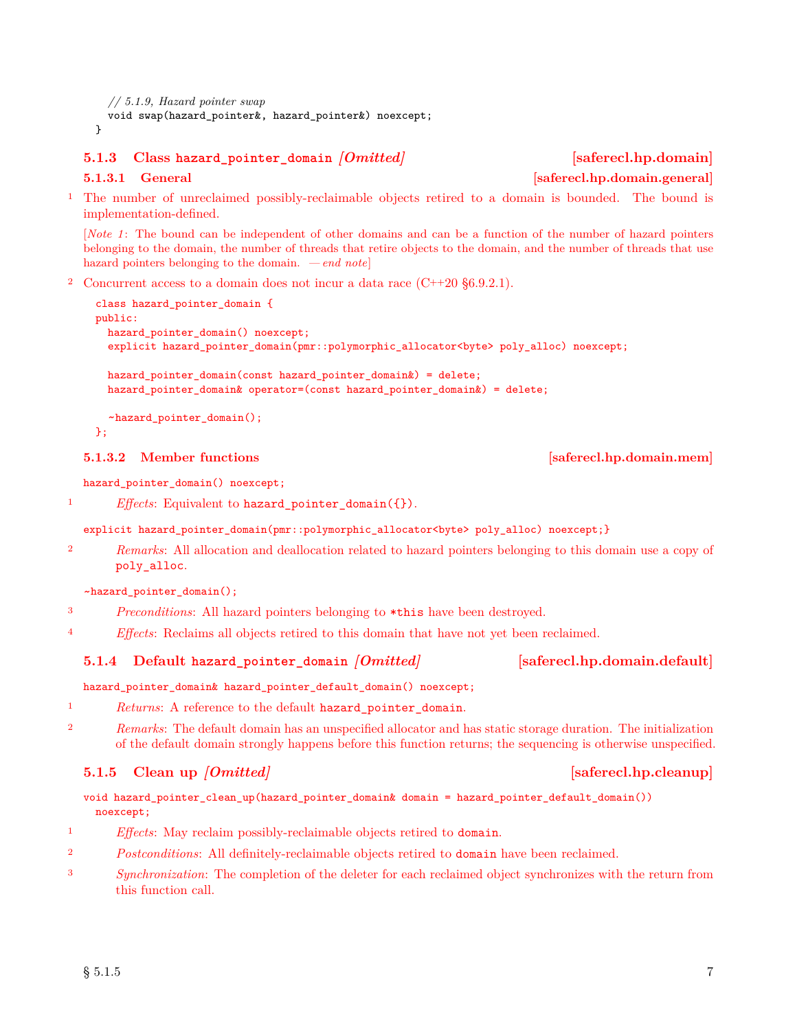```
    // 5.1.9, Hazard pointer swap
    void swap(hazard_pointer&, hazard_pointer&) noexcept;
}
```

### 5.1.3 Class `hazard_pointer_domain` *[Omitted]* [saferecl.hp.domain]

#### 5.1.3.1 General [saferecl.hp.domain.general]

1 The number of unreclaimed possibly-reclaimable objects retired to a domain is bounded. The bound is implementation-defined.

[*Note 1*: The bound can be independent of other domains and can be a function of the number of hazard pointers belonging to the domain, the number of threads that retire objects to the domain, and the number of threads that use hazard pointers belonging to the domain. — *end note*]

2 Concurrent access to a domain does not incur a data race (C++20 §6.9.2.1).

```
class hazard_pointer_domain {
public:
  hazard_pointer_domain() noexcept;
  explicit hazard_pointer_domain(pmr::polymorphic_allocator<byte> poly_alloc) noexcept;

  hazard_pointer_domain(const hazard_pointer_domain&) = delete;
  hazard_pointer_domain& operator=(const hazard_pointer_domain&) = delete;

  ~hazard_pointer_domain();
};
```

#### 5.1.3.2 Member functions [saferecl.hp.domain.mem]

```
hazard_pointer_domain() noexcept;
```

1 *Effects*: Equivalent to `hazard_pointer_domain({})`.

```
explicit hazard_pointer_domain(pmr::polymorphic_allocator<byte> poly_alloc) noexcept;}
```

2 *Remarks*: All allocation and deallocation related to hazard pointers belonging to this domain use a copy of `poly_alloc`.

```
~hazard_pointer_domain();
```

3 *Preconditions*: All hazard pointers belonging to `*this` have been destroyed.

4 *Effects*: Reclaims all objects retired to this domain that have not yet been reclaimed.

### 5.1.4 Default `hazard_pointer_domain` *[Omitted]* [saferecl.hp.domain.default]

```
hazard_pointer_domain& hazard_pointer_default_domain() noexcept;
```

1 *Returns*: A reference to the default `hazard_pointer_domain`.

2 *Remarks*: The default domain has an unspecified allocator and has static storage duration. The initialization of the default domain strongly happens before this function returns; the sequencing is otherwise unspecified.

### 5.1.5 Clean up *[Omitted]* [saferecl.hp.cleanup]

```
void hazard_pointer_clean_up(hazard_pointer_domain& domain = hazard_pointer_default_domain())
  noexcept;
```

1 *Effects*: May reclaim possibly-reclaimable objects retired to `domain`.

2 *Postconditions*: All definitely-reclaimable objects retired to `domain` have been reclaimed.

3 *Synchronization*: The completion of the deleter for each reclaimed object synchronizes with the return from this function call.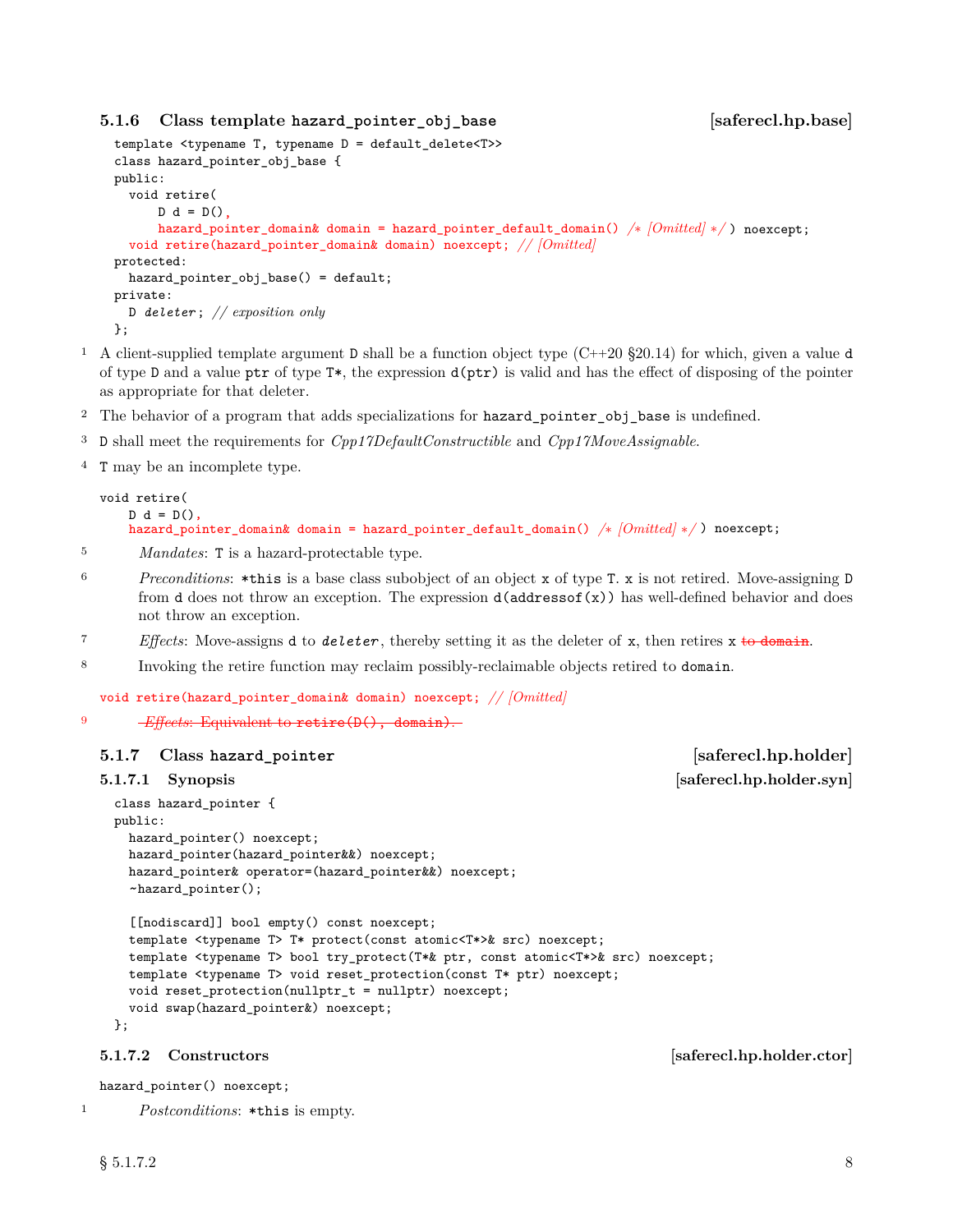### 5.1.6 Class template `hazard_pointer_obj_base` [saferecl.hp.base]

```
template <typename T, typename D = default_delete<T>>
class hazard_pointer_obj_base {
public:
  void retire(
      D d = D(),
      hazard_pointer_domain& domain = hazard_pointer_default_domain() /* [Omitted] */ ) noexcept;
  void retire(hazard_pointer_domain& domain) noexcept; // [Omitted]
protected:
  hazard_pointer_obj_base() = default;
private:
  D deleter; // exposition only
};
```

1 A client-supplied template argument `D` shall be a function object type (C++20 §20.14) for which, given a value `d` of type `D` and a value `ptr` of type `T*`, the expression `d(ptr)` is valid and has the effect of disposing of the pointer as appropriate for that deleter.

2 The behavior of a program that adds specializations for `hazard_pointer_obj_base` is undefined.

3 `D` shall meet the requirements for *Cpp17DefaultConstructible* and *Cpp17MoveAssignable*.

4 `T` may be an incomplete type.

```
void retire(
    D d = D(),
    hazard_pointer_domain& domain = hazard_pointer_default_domain() /* [Omitted] */ ) noexcept;
```

5 *Mandates*: `T` is a hazard-protectable type.

6 *Preconditions*: `*this` is a base class subobject of an object `x` of type `T`. `x` is not retired. Move-assigning `D` from `d` does not throw an exception. The expression `d(addressof(x))` has well-defined behavior and does not throw an exception.

7 *Effects*: Move-assigns `d` to *`deleter`*, thereby setting it as the deleter of `x`, then retires `x` ~~to domain~~.

8 Invoking the retire function may reclaim possibly-reclaimable objects retired to `domain`.

```
void retire(hazard_pointer_domain& domain) noexcept; // [Omitted]
```

9 ~~*Effects*: Equivalent to `retire(D(), domain)`.~~

### 5.1.7 Class `hazard_pointer` [saferecl.hp.holder]

#### 5.1.7.1 Synopsis [saferecl.hp.holder.syn]

```
class hazard_pointer {
public:
  hazard_pointer() noexcept;
  hazard_pointer(hazard_pointer&&) noexcept;
  hazard_pointer& operator=(hazard_pointer&&) noexcept;
  ~hazard_pointer();

  [[nodiscard]] bool empty() const noexcept;
  template <typename T> T* protect(const atomic<T*>& src) noexcept;
  template <typename T> bool try_protect(T*& ptr, const atomic<T*>& src) noexcept;
  template <typename T> void reset_protection(const T* ptr) noexcept;
  void reset_protection(nullptr_t = nullptr) noexcept;
  void swap(hazard_pointer&) noexcept;
};
```

#### 5.1.7.2 Constructors [saferecl.hp.holder.ctor]

```
hazard_pointer() noexcept;
```

1 *Postconditions*: `*this` is empty.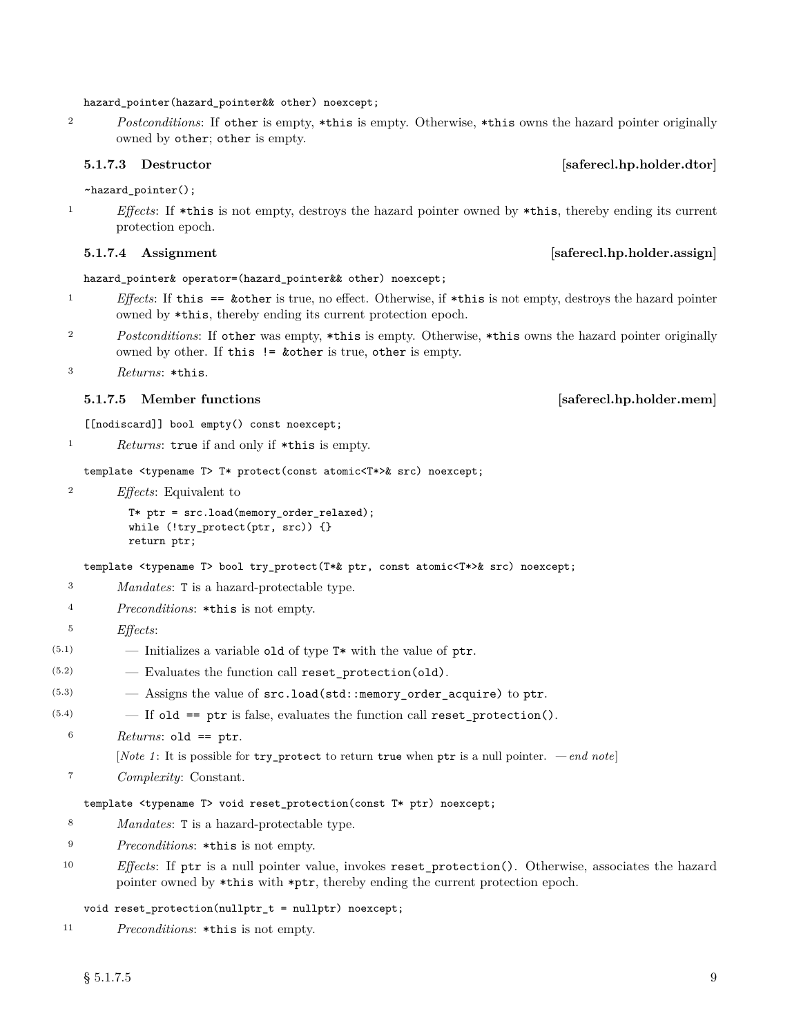```
hazard_pointer(hazard_pointer&& other) noexcept;
```

2 *Postconditions*: If `other` is empty, `*this` is empty. Otherwise, `*this` owns the hazard pointer originally owned by `other`; `other` is empty.

#### 5.1.7.3 Destructor [saferecl.hp.holder.dtor]

```
~hazard_pointer();
```

1 *Effects*: If `*this` is not empty, destroys the hazard pointer owned by `*this`, thereby ending its current protection epoch.

#### 5.1.7.4 Assignment [saferecl.hp.holder.assign]

```
hazard_pointer& operator=(hazard_pointer&& other) noexcept;
```

1 *Effects*: If `this == &other` is true, no effect. Otherwise, if `*this` is not empty, destroys the hazard pointer owned by `*this`, thereby ending its current protection epoch.

2 *Postconditions*: If `other` was empty, `*this` is empty. Otherwise, `*this` owns the hazard pointer originally owned by other. If `this != &other` is true, `other` is empty.

3 *Returns*: `*this`.

#### 5.1.7.5 Member functions [saferecl.hp.holder.mem]

```
[[nodiscard]] bool empty() const noexcept;
```

1 *Returns*: `true` if and only if `*this` is empty.

```
template <typename T> T* protect(const atomic<T*>& src) noexcept;
```

2 *Effects*: Equivalent to

```
T* ptr = src.load(memory_order_relaxed);
while (!try_protect(ptr, src)) {}
return ptr;
```

```
template <typename T> bool try_protect(T*& ptr, const atomic<T*>& src) noexcept;
```

3 *Mandates*: `T` is a hazard-protectable type.

4 *Preconditions*: `*this` is not empty.

5 *Effects*:

- (5.1) — Initializes a variable `old` of type `T*` with the value of `ptr`.
- (5.2) — Evaluates the function call `reset_protection(old)`.
- (5.3) — Assigns the value of `src.load(std::memory_order_acquire)` to `ptr`.
- (5.4) — If `old == ptr` is false, evaluates the function call `reset_protection()`.

6 *Returns*: `old == ptr`.

[*Note 1*: It is possible for `try_protect` to return `true` when `ptr` is a null pointer. — *end note*]

7 *Complexity*: Constant.

```
template <typename T> void reset_protection(const T* ptr) noexcept;
```

8 *Mandates*: `T` is a hazard-protectable type.

9 *Preconditions*: `*this` is not empty.

10 *Effects*: If `ptr` is a null pointer value, invokes `reset_protection()`. Otherwise, associates the hazard pointer owned by `*this` with `*ptr`, thereby ending the current protection epoch.

```
void reset_protection(nullptr_t = nullptr) noexcept;
```

11 *Preconditions*: `*this` is not empty.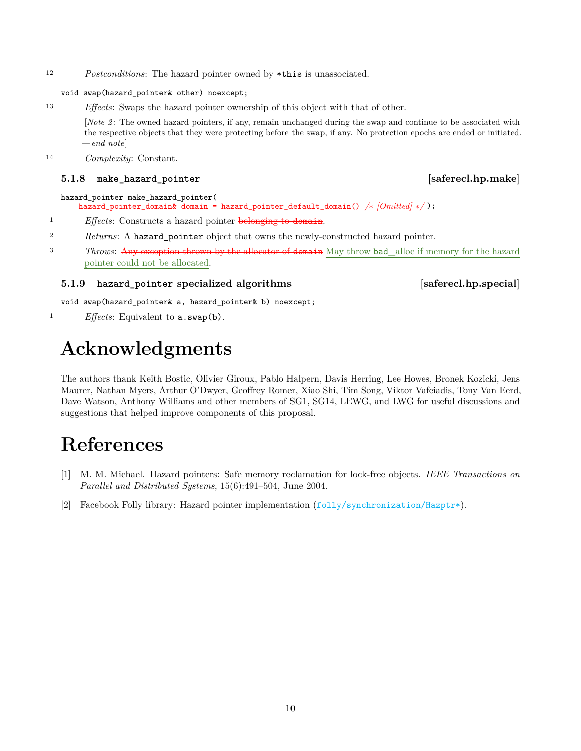12 *Postconditions*: The hazard pointer owned by `*this` is unassociated.

```
void swap(hazard_pointer& other) noexcept;
```

13 *Effects*: Swaps the hazard pointer ownership of this object with that of other.

[*Note 2*: The owned hazard pointers, if any, remain unchanged during the swap and continue to be associated with the respective objects that they were protecting before the swap, if any. No protection epochs are ended or initiated. *— end note*]

14 *Complexity*: Constant.

### 5.1.8 `make_hazard_pointer` [saferecl.hp.make]

```
hazard_pointer make_hazard_pointer(
    hazard_pointer_domain& domain = hazard_pointer_default_domain() /* [Omitted] */ );
```

1 *Effects*: Constructs a hazard pointer ~~belonging to domain~~.

2 *Returns*: A `hazard_pointer` object that owns the newly-constructed hazard pointer.

3 *Throws*: ~~Any exception thrown by the allocator of domain~~ May throw `bad_alloc` if memory for the hazard pointer could not be allocated.

### 5.1.9 `hazard_pointer` specialized algorithms [saferecl.hp.special]

```
void swap(hazard_pointer& a, hazard_pointer& b) noexcept;
```

1 *Effects*: Equivalent to `a.swap(b)`.

# Acknowledgments

The authors thank Keith Bostic, Olivier Giroux, Pablo Halpern, Davis Herring, Lee Howes, Bronek Kozicki, Jens Maurer, Nathan Myers, Arthur O'Dwyer, Geoffrey Romer, Xiao Shi, Tim Song, Viktor Vafeiadis, Tony Van Eerd, Dave Watson, Anthony Williams and other members of SG1, SG14, LEWG, and LWG for useful discussions and suggestions that helped improve components of this proposal.

# References

[1] M. M. Michael. Hazard pointers: Safe memory reclamation for lock-free objects. *IEEE Transactions on Parallel and Distributed Systems*, 15(6):491–504, June 2004.

[2] Facebook Folly library: Hazard pointer implementation (`folly/synchronization/Hazptr*`).